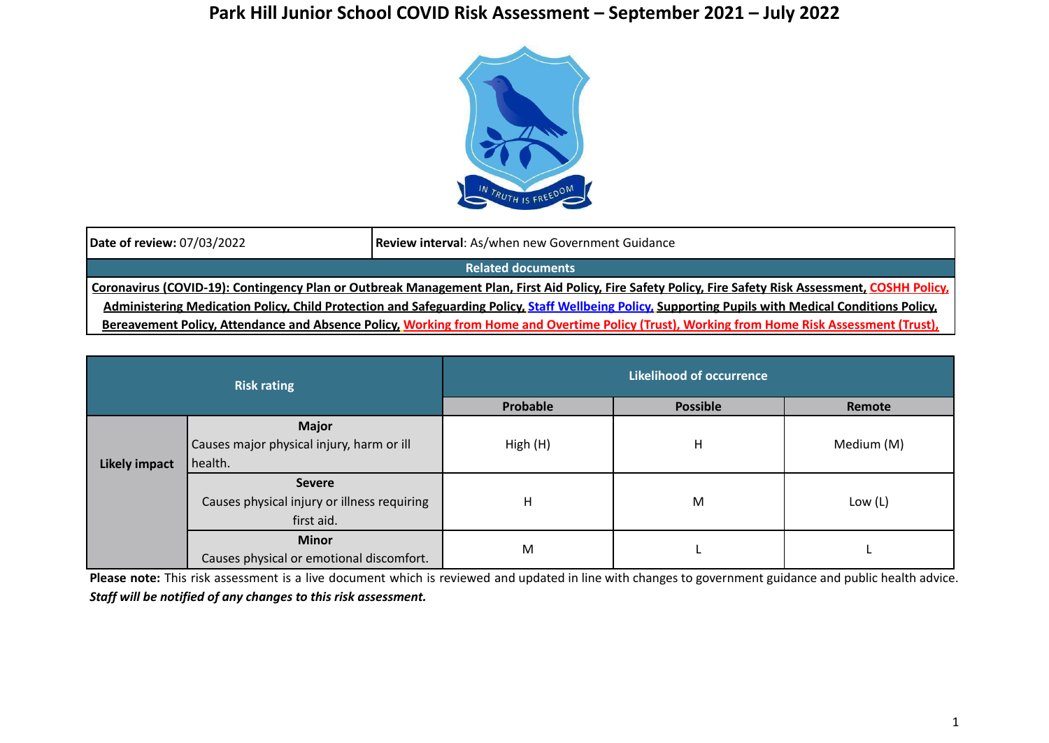# Park Hill Junior School COVID Risk Assessment – September 2021 – July 2022

| **Date of review:** 07/03/2022 | **Review interval**: As/when new Government Guidance |
|---|---|
| **Related documents** | |
| **Coronavirus (COVID-19): Contingency Plan or Outbreak Management Plan, First Aid Policy, Fire Safety Policy, Fire Safety Risk Assessment, COSHH Policy, Administering Medication Policy, Child Protection and Safeguarding Policy, Staff Wellbeing Policy, Supporting Pupils with Medical Conditions Policy, Bereavement Policy, Attendance and Absence Policy, Working from Home and Overtime Policy (Trust), Working from Home Risk Assessment (Trust),** | |

| **Risk rating** | | **Likelihood of occurrence** | | |
|---|---|---|---|---|
| | | **Probable** | **Possible** | **Remote** |
| **Likely impact** | **Major** Causes major physical injury, harm or ill health. | High (H) | H | Medium (M) |
| | **Severe** Causes physical injury or illness requiring first aid. | H | M | Low (L) |
| | **Minor** Causes physical or emotional discomfort. | M | L | L |

**Please note:** This risk assessment is a live document which is reviewed and updated in line with changes to government guidance and public health advice. ***Staff will be notified of any changes to this risk assessment.***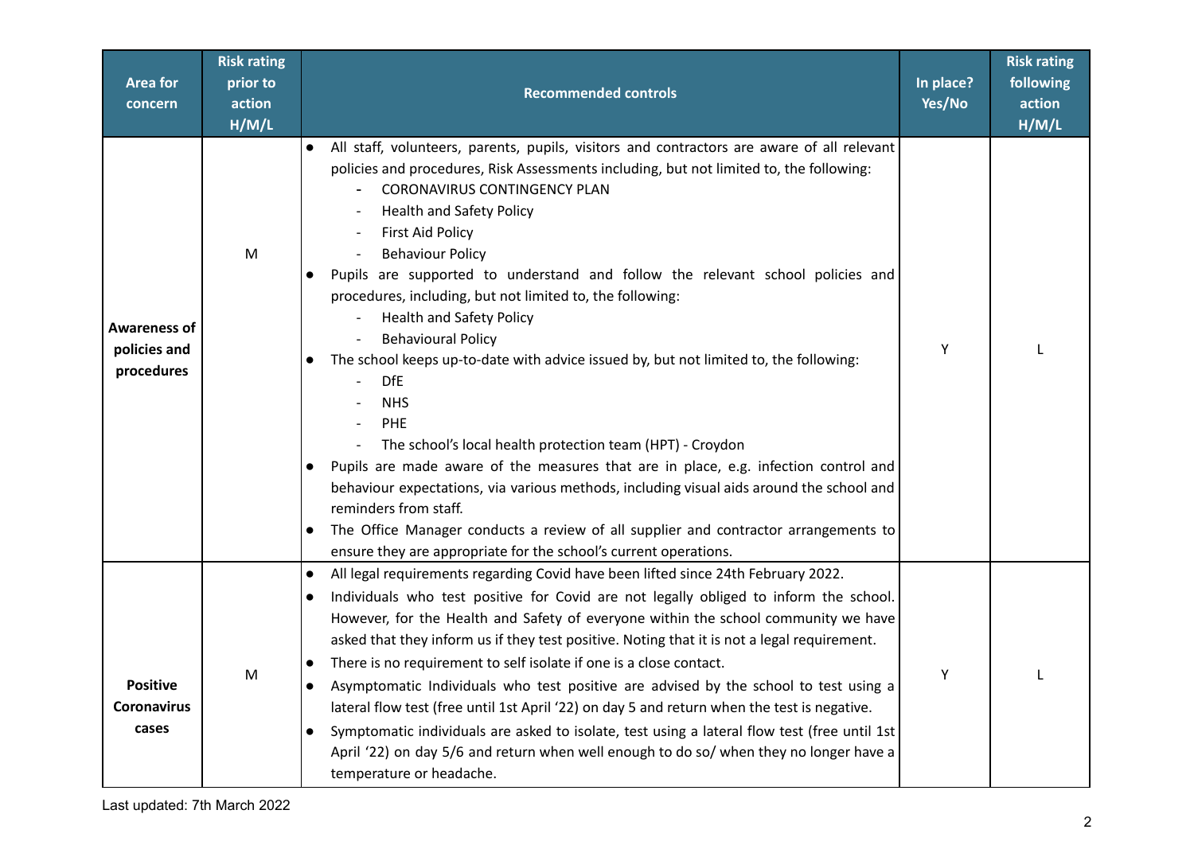| Area for concern | Risk rating prior to action H/M/L | Recommended controls | In place? Yes/No | Risk rating following action H/M/L |
|---|---|---|---|---|
| **Awareness of policies and procedures** | M | • All staff, volunteers, parents, pupils, visitors and contractors are aware of all relevant policies and procedures, Risk Assessments including, but not limited to, the following:<br>- CORONAVIRUS CONTINGENCY PLAN<br>- Health and Safety Policy<br>- First Aid Policy<br>- Behaviour Policy<br>• Pupils are supported to understand and follow the relevant school policies and procedures, including, but not limited to, the following:<br>- Health and Safety Policy<br>- Behavioural Policy<br>• The school keeps up-to-date with advice issued by, but not limited to, the following:<br>- DfE<br>- NHS<br>- PHE<br>- The school's local health protection team (HPT) - Croydon<br>• Pupils are made aware of the measures that are in place, e.g. infection control and behaviour expectations, via various methods, including visual aids around the school and reminders from staff.<br>• The Office Manager conducts a review of all supplier and contractor arrangements to ensure they are appropriate for the school's current operations. | Y | L |
| **Positive Coronavirus cases** | M | • All legal requirements regarding Covid have been lifted since 24th February 2022.<br>• Individuals who test positive for Covid are not legally obliged to inform the school. However, for the Health and Safety of everyone within the school community we have asked that they inform us if they test positive. Noting that it is not a legal requirement.<br>• There is no requirement to self isolate if one is a close contact.<br>• Asymptomatic Individuals who test positive are advised by the school to test using a lateral flow test (free until 1st April '22) on day 5 and return when the test is negative.<br>• Symptomatic individuals are asked to isolate, test using a lateral flow test (free until 1st April '22) on day 5/6 and return when well enough to do so/ when they no longer have a temperature or headache. | Y | L |

Last updated: 7th March 2022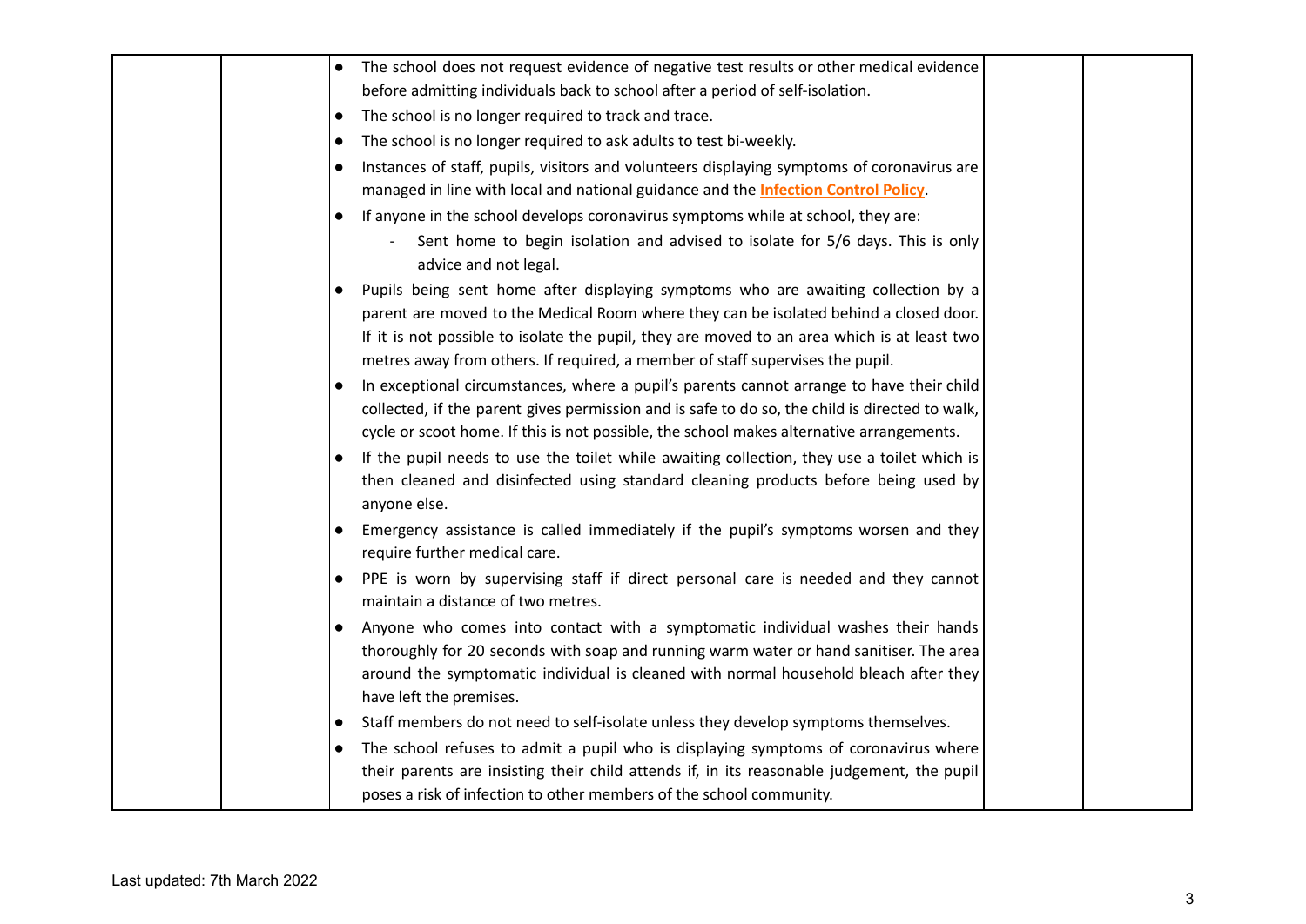| | | | | |
|---|---|---|---|---|
| | | • The school does not request evidence of negative test results or other medical evidence before admitting individuals back to school after a period of self-isolation.<br>• The school is no longer required to track and trace.<br>• The school is no longer required to ask adults to test bi-weekly.<br>• Instances of staff, pupils, visitors and volunteers displaying symptoms of coronavirus are managed in line with local and national guidance and the **Infection Control Policy**.<br>• If anyone in the school develops coronavirus symptoms while at school, they are:<br>&nbsp;&nbsp;&nbsp;&nbsp;- Sent home to begin isolation and advised to isolate for 5/6 days. This is only advice and not legal.<br>• Pupils being sent home after displaying symptoms who are awaiting collection by a parent are moved to the Medical Room where they can be isolated behind a closed door. If it is not possible to isolate the pupil, they are moved to an area which is at least two metres away from others. If required, a member of staff supervises the pupil.<br>• In exceptional circumstances, where a pupil's parents cannot arrange to have their child collected, if the parent gives permission and is safe to do so, the child is directed to walk, cycle or scoot home. If this is not possible, the school makes alternative arrangements.<br>• If the pupil needs to use the toilet while awaiting collection, they use a toilet which is then cleaned and disinfected using standard cleaning products before being used by anyone else.<br>• Emergency assistance is called immediately if the pupil's symptoms worsen and they require further medical care.<br>• PPE is worn by supervising staff if direct personal care is needed and they cannot maintain a distance of two metres.<br>• Anyone who comes into contact with a symptomatic individual washes their hands thoroughly for 20 seconds with soap and running warm water or hand sanitiser. The area around the symptomatic individual is cleaned with normal household bleach after they have left the premises.<br>• Staff members do not need to self-isolate unless they develop symptoms themselves.<br>• The school refuses to admit a pupil who is displaying symptoms of coronavirus where their parents are insisting their child attends if, in its reasonable judgement, the pupil poses a risk of infection to other members of the school community. | | |

Last updated: 7th March 2022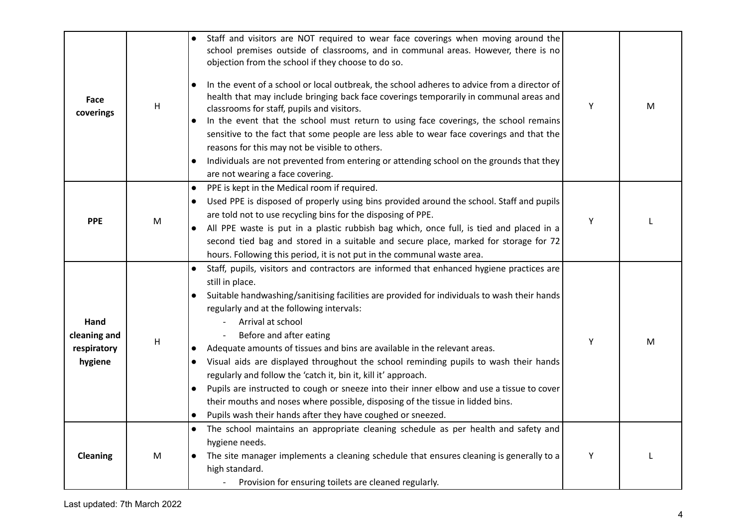| | | | | |
|---|---|---|---|---|
| **Face coverings** | H | • Staff and visitors are NOT required to wear face coverings when moving around the school premises outside of classrooms, and in communal areas. However, there is no objection from the school if they choose to do so.<br><br>• In the event of a school or local outbreak, the school adheres to advice from a director of health that may include bringing back face coverings temporarily in communal areas and classrooms for staff, pupils and visitors.<br>• In the event that the school must return to using face coverings, the school remains sensitive to the fact that some people are less able to wear face coverings and that the reasons for this may not be visible to others.<br>• Individuals are not prevented from entering or attending school on the grounds that they are not wearing a face covering. | Y | M |
| **PPE** | M | • PPE is kept in the Medical room if required.<br>• Used PPE is disposed of properly using bins provided around the school. Staff and pupils are told not to use recycling bins for the disposing of PPE.<br>• All PPE waste is put in a plastic rubbish bag which, once full, is tied and placed in a second tied bag and stored in a suitable and secure place, marked for storage for 72 hours. Following this period, it is not put in the communal waste area. | Y | L |
| **Hand cleaning and respiratory hygiene** | H | • Staff, pupils, visitors and contractors are informed that enhanced hygiene practices are still in place.<br>• Suitable handwashing/sanitising facilities are provided for individuals to wash their hands regularly and at the following intervals:<br>&nbsp;&nbsp;- Arrival at school<br>&nbsp;&nbsp;- Before and after eating<br>• Adequate amounts of tissues and bins are available in the relevant areas.<br>• Visual aids are displayed throughout the school reminding pupils to wash their hands regularly and follow the 'catch it, bin it, kill it' approach.<br>• Pupils are instructed to cough or sneeze into their inner elbow and use a tissue to cover their mouths and noses where possible, disposing of the tissue in lidded bins.<br>• Pupils wash their hands after they have coughed or sneezed. | Y | M |
| **Cleaning** | M | • The school maintains an appropriate cleaning schedule as per health and safety and hygiene needs.<br>• The site manager implements a cleaning schedule that ensures cleaning is generally to a high standard.<br>&nbsp;&nbsp;- Provision for ensuring toilets are cleaned regularly. | Y | L |

Last updated: 7th March 2022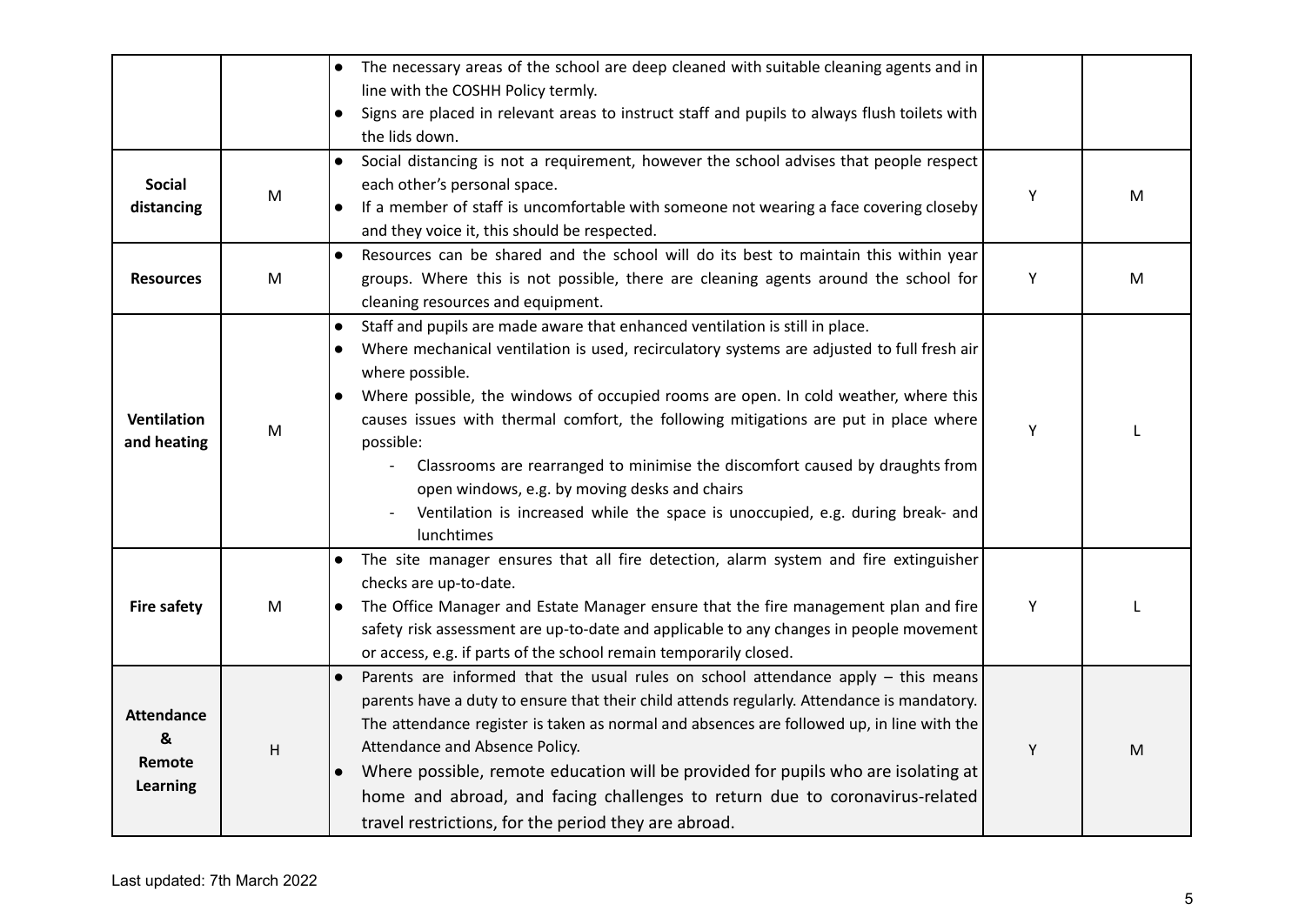| | | | | |
|---|---|---|---|---|
| | | • The necessary areas of the school are deep cleaned with suitable cleaning agents and in line with the COSHH Policy termly.<br>• Signs are placed in relevant areas to instruct staff and pupils to always flush toilets with the lids down. | | |
| **Social distancing** | M | • Social distancing is not a requirement, however the school advises that people respect each other's personal space.<br>• If a member of staff is uncomfortable with someone not wearing a face covering closeby and they voice it, this should be respected. | Y | M |
| **Resources** | M | • Resources can be shared and the school will do its best to maintain this within year groups. Where this is not possible, there are cleaning agents around the school for cleaning resources and equipment. | Y | M |
| **Ventilation and heating** | M | • Staff and pupils are made aware that enhanced ventilation is still in place.<br>• Where mechanical ventilation is used, recirculatory systems are adjusted to full fresh air where possible.<br>• Where possible, the windows of occupied rooms are open. In cold weather, where this causes issues with thermal comfort, the following mitigations are put in place where possible:<br>- Classrooms are rearranged to minimise the discomfort caused by draughts from open windows, e.g. by moving desks and chairs<br>- Ventilation is increased while the space is unoccupied, e.g. during break- and lunchtimes | Y | L |
| **Fire safety** | M | • The site manager ensures that all fire detection, alarm system and fire extinguisher checks are up-to-date.<br>• The Office Manager and Estate Manager ensure that the fire management plan and fire safety risk assessment are up-to-date and applicable to any changes in people movement or access, e.g. if parts of the school remain temporarily closed. | Y | L |
| **Attendance & Remote Learning** | H | • Parents are informed that the usual rules on school attendance apply – this means parents have a duty to ensure that their child attends regularly. Attendance is mandatory. The attendance register is taken as normal and absences are followed up, in line with the Attendance and Absence Policy.<br>• Where possible, remote education will be provided for pupils who are isolating at home and abroad, and facing challenges to return due to coronavirus-related travel restrictions, for the period they are abroad. | Y | M |

Last updated: 7th March 2022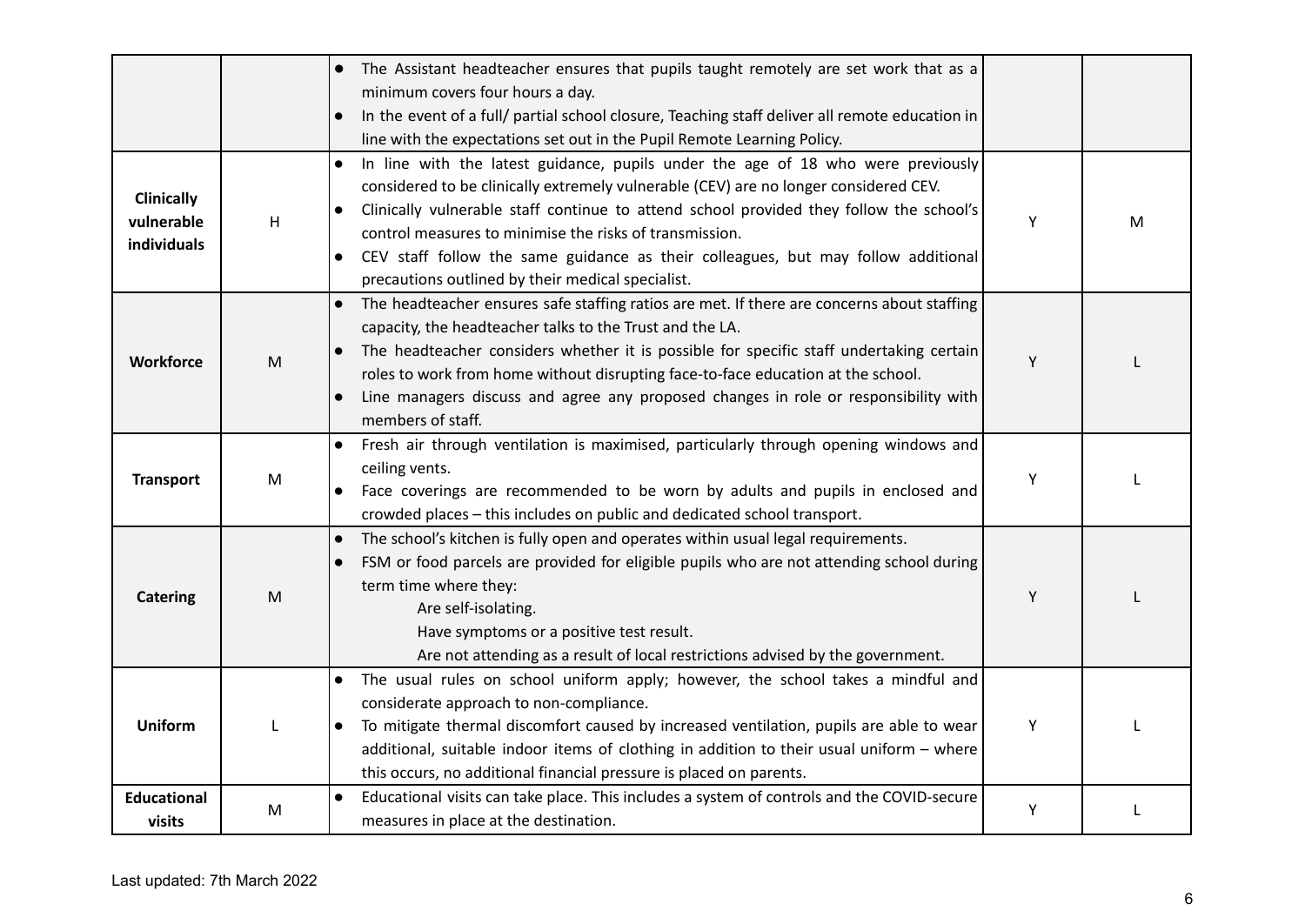|  |  |  |  |  |
|---|---|---|---|---|
|  |  | • The Assistant headteacher ensures that pupils taught remotely are set work that as a minimum covers four hours a day.<br>• In the event of a full/ partial school closure, Teaching staff deliver all remote education in line with the expectations set out in the Pupil Remote Learning Policy. |  |  |
| **Clinically vulnerable individuals** | H | • In line with the latest guidance, pupils under the age of 18 who were previously considered to be clinically extremely vulnerable (CEV) are no longer considered CEV.<br>• Clinically vulnerable staff continue to attend school provided they follow the school's control measures to minimise the risks of transmission.<br>• CEV staff follow the same guidance as their colleagues, but may follow additional precautions outlined by their medical specialist. | Y | M |
| **Workforce** | M | • The headteacher ensures safe staffing ratios are met. If there are concerns about staffing capacity, the headteacher talks to the Trust and the LA.<br>• The headteacher considers whether it is possible for specific staff undertaking certain roles to work from home without disrupting face-to-face education at the school.<br>• Line managers discuss and agree any proposed changes in role or responsibility with members of staff. | Y | L |
| **Transport** | M | • Fresh air through ventilation is maximised, particularly through opening windows and ceiling vents.<br>• Face coverings are recommended to be worn by adults and pupils in enclosed and crowded places – this includes on public and dedicated school transport. | Y | L |
| **Catering** | M | • The school's kitchen is fully open and operates within usual legal requirements.<br>• FSM or food parcels are provided for eligible pupils who are not attending school during term time where they:<br>Are self-isolating.<br>Have symptoms or a positive test result.<br>Are not attending as a result of local restrictions advised by the government. | Y | L |
| **Uniform** | L | • The usual rules on school uniform apply; however, the school takes a mindful and considerate approach to non-compliance.<br>• To mitigate thermal discomfort caused by increased ventilation, pupils are able to wear additional, suitable indoor items of clothing in addition to their usual uniform – where this occurs, no additional financial pressure is placed on parents. | Y | L |
| **Educational visits** | M | • Educational visits can take place. This includes a system of controls and the COVID-secure measures in place at the destination. | Y | L |

Last updated: 7th March 2022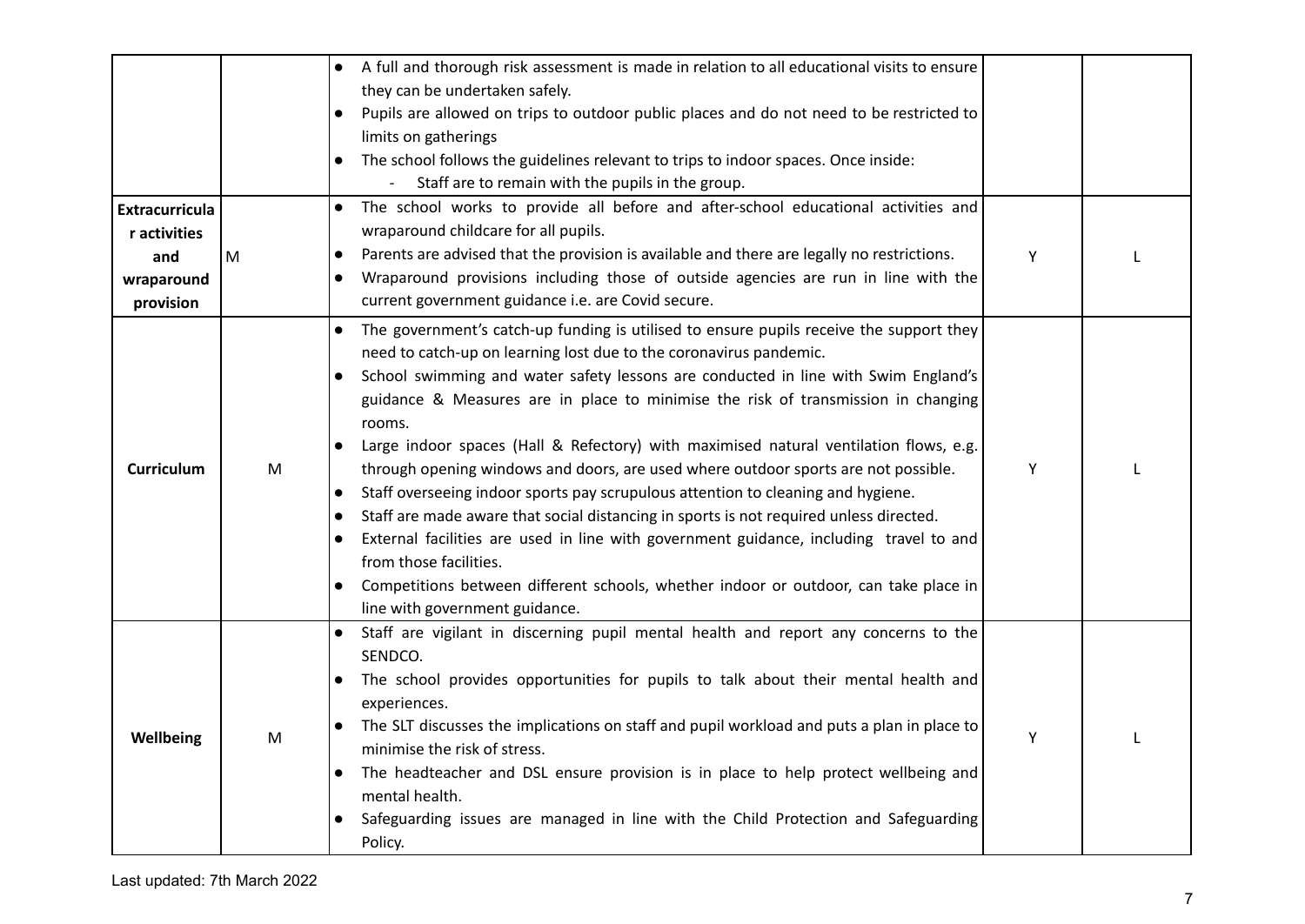| | | | | |
|---|---|---|---|---|
| | | • A full and thorough risk assessment is made in relation to all educational visits to ensure they can be undertaken safely.<br>• Pupils are allowed on trips to outdoor public places and do not need to be restricted to limits on gatherings<br>• The school follows the guidelines relevant to trips to indoor spaces. Once inside:<br>&nbsp;&nbsp;- Staff are to remain with the pupils in the group. | | |
| **Extracurricular activities and wraparound provision** | M | • The school works to provide all before and after-school educational activities and wraparound childcare for all pupils.<br>• Parents are advised that the provision is available and there are legally no restrictions.<br>• Wraparound provisions including those of outside agencies are run in line with the current government guidance i.e. are Covid secure. | Y | L |
| **Curriculum** | M | • The government's catch-up funding is utilised to ensure pupils receive the support they need to catch-up on learning lost due to the coronavirus pandemic.<br>• School swimming and water safety lessons are conducted in line with Swim England's guidance & Measures are in place to minimise the risk of transmission in changing rooms.<br>• Large indoor spaces (Hall & Refectory) with maximised natural ventilation flows, e.g. through opening windows and doors, are used where outdoor sports are not possible.<br>• Staff overseeing indoor sports pay scrupulous attention to cleaning and hygiene.<br>• Staff are made aware that social distancing in sports is not required unless directed.<br>• External facilities are used in line with government guidance, including travel to and from those facilities.<br>• Competitions between different schools, whether indoor or outdoor, can take place in line with government guidance. | Y | L |
| **Wellbeing** | M | • Staff are vigilant in discerning pupil mental health and report any concerns to the SENDCO.<br>• The school provides opportunities for pupils to talk about their mental health and experiences.<br>• The SLT discusses the implications on staff and pupil workload and puts a plan in place to minimise the risk of stress.<br>• The headteacher and DSL ensure provision is in place to help protect wellbeing and mental health.<br>• Safeguarding issues are managed in line with the Child Protection and Safeguarding Policy. | Y | L |

Last updated: 7th March 2022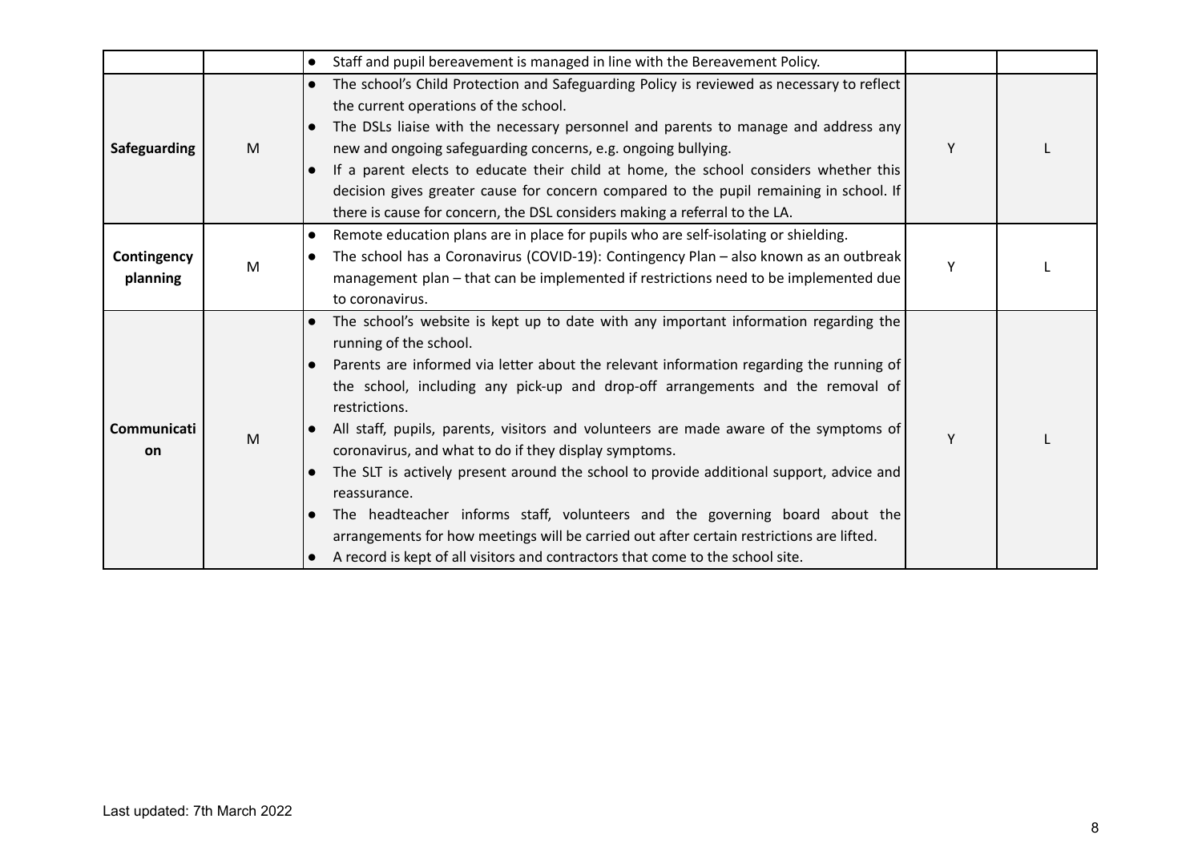| | | | | |
|---|---|---|---|---|
| | | ● Staff and pupil bereavement is managed in line with the Bereavement Policy. | | |
| **Safeguarding** | M | ● The school's Child Protection and Safeguarding Policy is reviewed as necessary to reflect the current operations of the school.<br>● The DSLs liaise with the necessary personnel and parents to manage and address any new and ongoing safeguarding concerns, e.g. ongoing bullying.<br>● If a parent elects to educate their child at home, the school considers whether this decision gives greater cause for concern compared to the pupil remaining in school. If there is cause for concern, the DSL considers making a referral to the LA. | Y | L |
| **Contingency planning** | M | ● Remote education plans are in place for pupils who are self-isolating or shielding.<br>● The school has a Coronavirus (COVID-19): Contingency Plan – also known as an outbreak management plan – that can be implemented if restrictions need to be implemented due to coronavirus. | Y | L |
| **Communication** | M | ● The school's website is kept up to date with any important information regarding the running of the school.<br>● Parents are informed via letter about the relevant information regarding the running of the school, including any pick-up and drop-off arrangements and the removal of restrictions.<br>● All staff, pupils, parents, visitors and volunteers are made aware of the symptoms of coronavirus, and what to do if they display symptoms.<br>● The SLT is actively present around the school to provide additional support, advice and reassurance.<br>● The headteacher informs staff, volunteers and the governing board about the arrangements for how meetings will be carried out after certain restrictions are lifted.<br>● A record is kept of all visitors and contractors that come to the school site. | Y | L |

Last updated: 7th March 2022